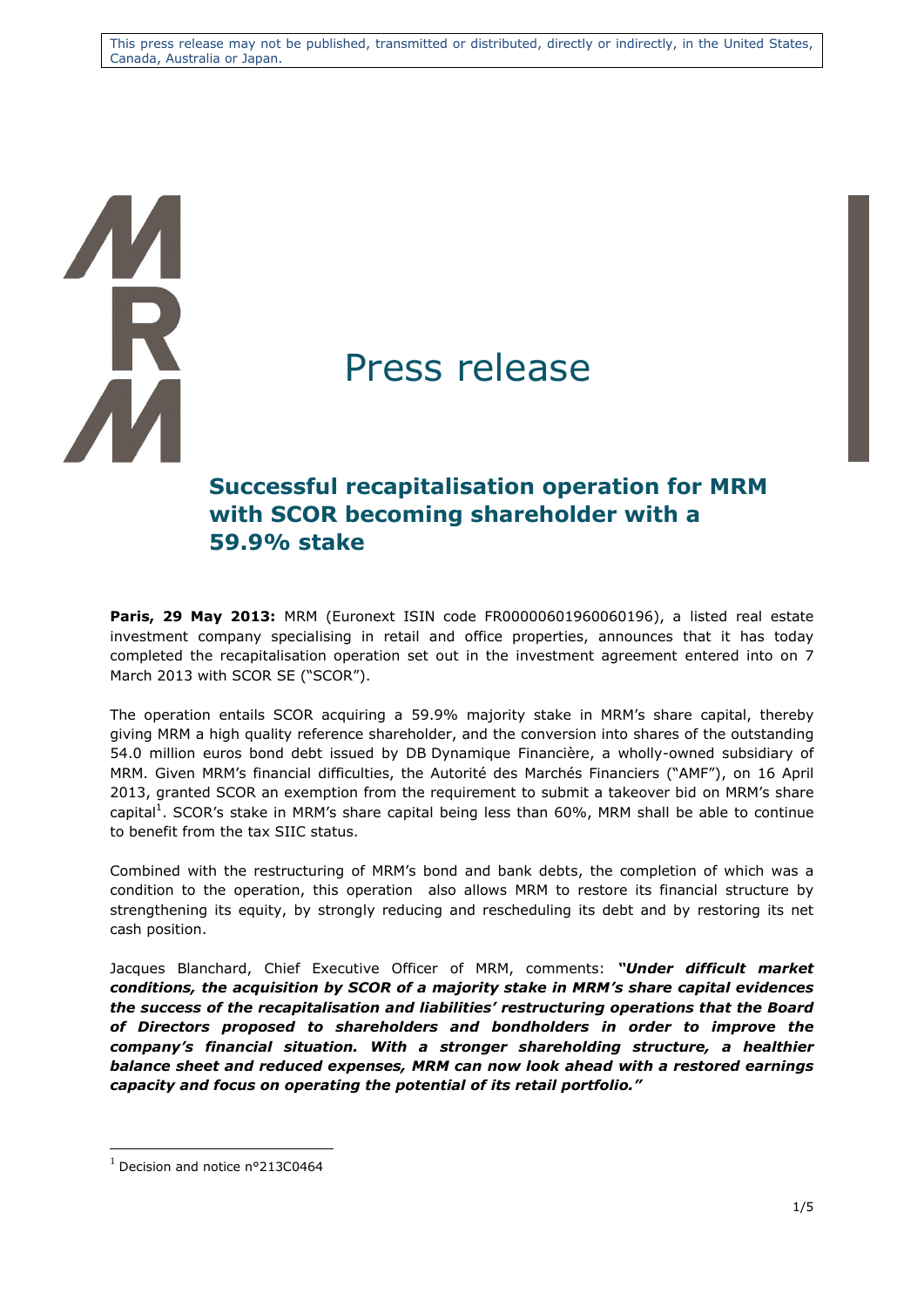This press release may not be published, transmitted or distributed, directly or indirectly, in the United States, Canada, Australia or Japan.

# Press release

## Successful recapitalisation operation for MRM with SCOR becoming shareholder with a 59.9% stake

**Paris, 29 May 2013:** MRM (Euronext ISIN code FR00000601960060196), a listed real estate investment company specialising in retail and office properties, announces that it has today completed the recapitalisation operation set out in the investment agreement entered into on 7 March 2013 with SCOR SE ("SCOR").

The operation entails SCOR acquiring a 59.9% majority stake in MRM's share capital, thereby giving MRM a high quality reference shareholder, and the conversion into shares of the outstanding 54.0 million euros bond debt issued by DB Dynamique Financière, a wholly-owned subsidiary of MRM. Given MRM's financial difficulties, the Autorité des Marchés Financiers ("AMF"), on 16 April 2013, granted SCOR an exemption from the requirement to submit a takeover bid on MRM's share capital[1]. SCOR's stake in MRM's share capital being less than 60%, MRM shall be able to continue to benefit from the tax SIIC status.

Combined with the restructuring of MRM's bond and bank debts, the completion of which was a condition to the operation, this operation also allows MRM to restore its financial structure by strengthening its equity, by strongly reducing and rescheduling its debt and by restoring its net cash position.

Jacques Blanchard, Chief Executive Officer of MRM, comments: ***"Under difficult market conditions, the acquisition by SCOR of a majority stake in MRM's share capital evidences the success of the recapitalisation and liabilities' restructuring operations that the Board of Directors proposed to shareholders and bondholders in order to improve the company's financial situation. With a stronger shareholding structure, a healthier balance sheet and reduced expenses, MRM can now look ahead with a restored earnings capacity and focus on operating the potential of its retail portfolio."***

[1] Decision and notice n°213C0464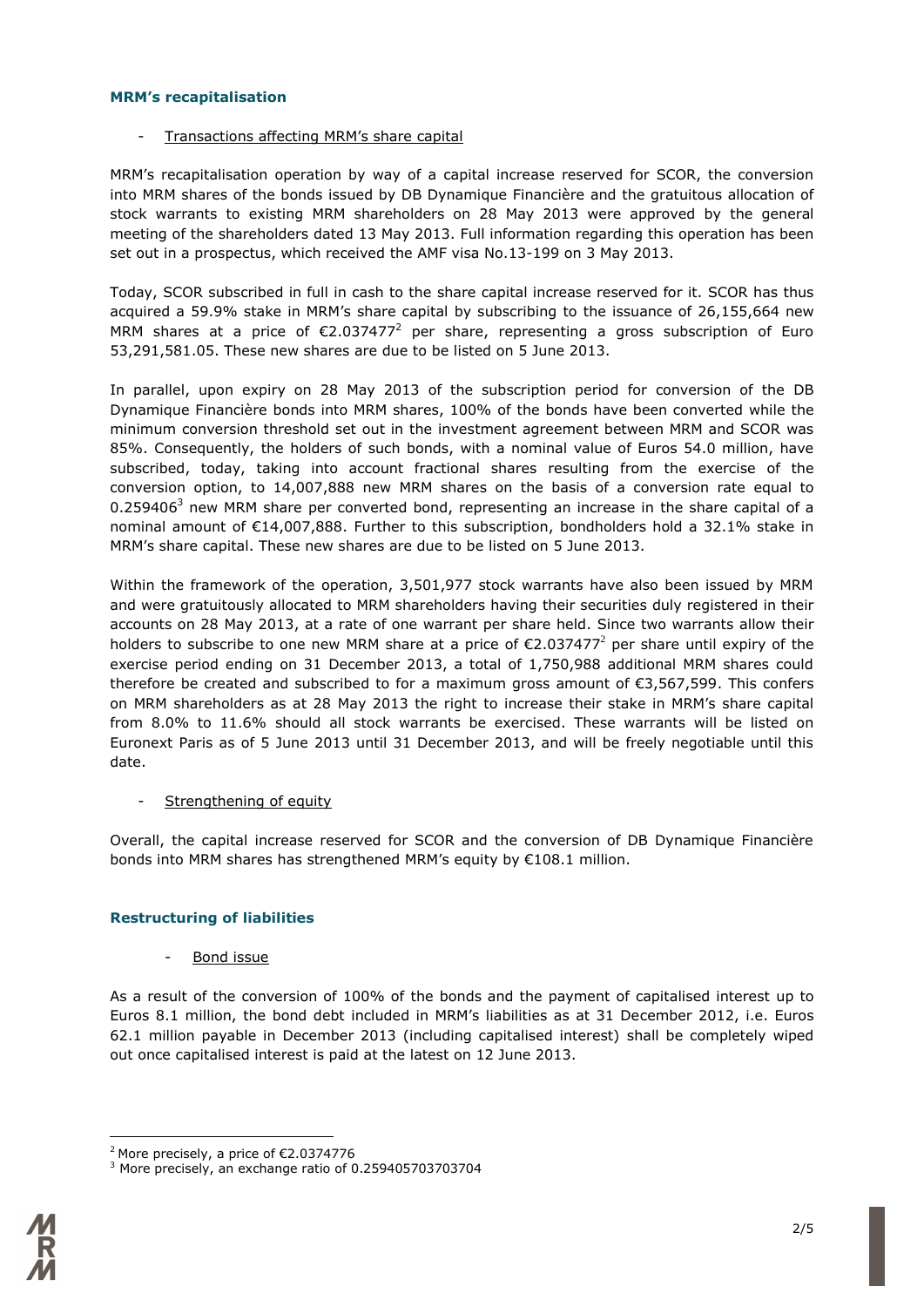## MRM's recapitalisation

- Transactions affecting MRM's share capital

MRM's recapitalisation operation by way of a capital increase reserved for SCOR, the conversion into MRM shares of the bonds issued by DB Dynamique Financière and the gratuitous allocation of stock warrants to existing MRM shareholders on 28 May 2013 were approved by the general meeting of the shareholders dated 13 May 2013. Full information regarding this operation has been set out in a prospectus, which received the AMF visa No.13-199 on 3 May 2013.

Today, SCOR subscribed in full in cash to the share capital increase reserved for it. SCOR has thus acquired a 59.9% stake in MRM's share capital by subscribing to the issuance of 26,155,664 new MRM shares at a price of €2.037477[2] per share, representing a gross subscription of Euro 53,291,581.05. These new shares are due to be listed on 5 June 2013.

In parallel, upon expiry on 28 May 2013 of the subscription period for conversion of the DB Dynamique Financière bonds into MRM shares, 100% of the bonds have been converted while the minimum conversion threshold set out in the investment agreement between MRM and SCOR was 85%. Consequently, the holders of such bonds, with a nominal value of Euros 54.0 million, have subscribed, today, taking into account fractional shares resulting from the exercise of the conversion option, to 14,007,888 new MRM shares on the basis of a conversion rate equal to 0.259406[3] new MRM share per converted bond, representing an increase in the share capital of a nominal amount of €14,007,888. Further to this subscription, bondholders hold a 32.1% stake in MRM's share capital. These new shares are due to be listed on 5 June 2013.

Within the framework of the operation, 3,501,977 stock warrants have also been issued by MRM and were gratuitously allocated to MRM shareholders having their securities duly registered in their accounts on 28 May 2013, at a rate of one warrant per share held. Since two warrants allow their holders to subscribe to one new MRM share at a price of €2.037477[2] per share until expiry of the exercise period ending on 31 December 2013, a total of 1,750,988 additional MRM shares could therefore be created and subscribed to for a maximum gross amount of €3,567,599. This confers on MRM shareholders as at 28 May 2013 the right to increase their stake in MRM's share capital from 8.0% to 11.6% should all stock warrants be exercised. These warrants will be listed on Euronext Paris as of 5 June 2013 until 31 December 2013, and will be freely negotiable until this date.

- Strengthening of equity

Overall, the capital increase reserved for SCOR and the conversion of DB Dynamique Financière bonds into MRM shares has strengthened MRM's equity by €108.1 million.

## Restructuring of liabilities

- Bond issue

As a result of the conversion of 100% of the bonds and the payment of capitalised interest up to Euros 8.1 million, the bond debt included in MRM's liabilities as at 31 December 2012, i.e. Euros 62.1 million payable in December 2013 (including capitalised interest) shall be completely wiped out once capitalised interest is paid at the latest on 12 June 2013.

---

[2] More precisely, a price of €2.0374776

[3] More precisely, an exchange ratio of 0.259405703703704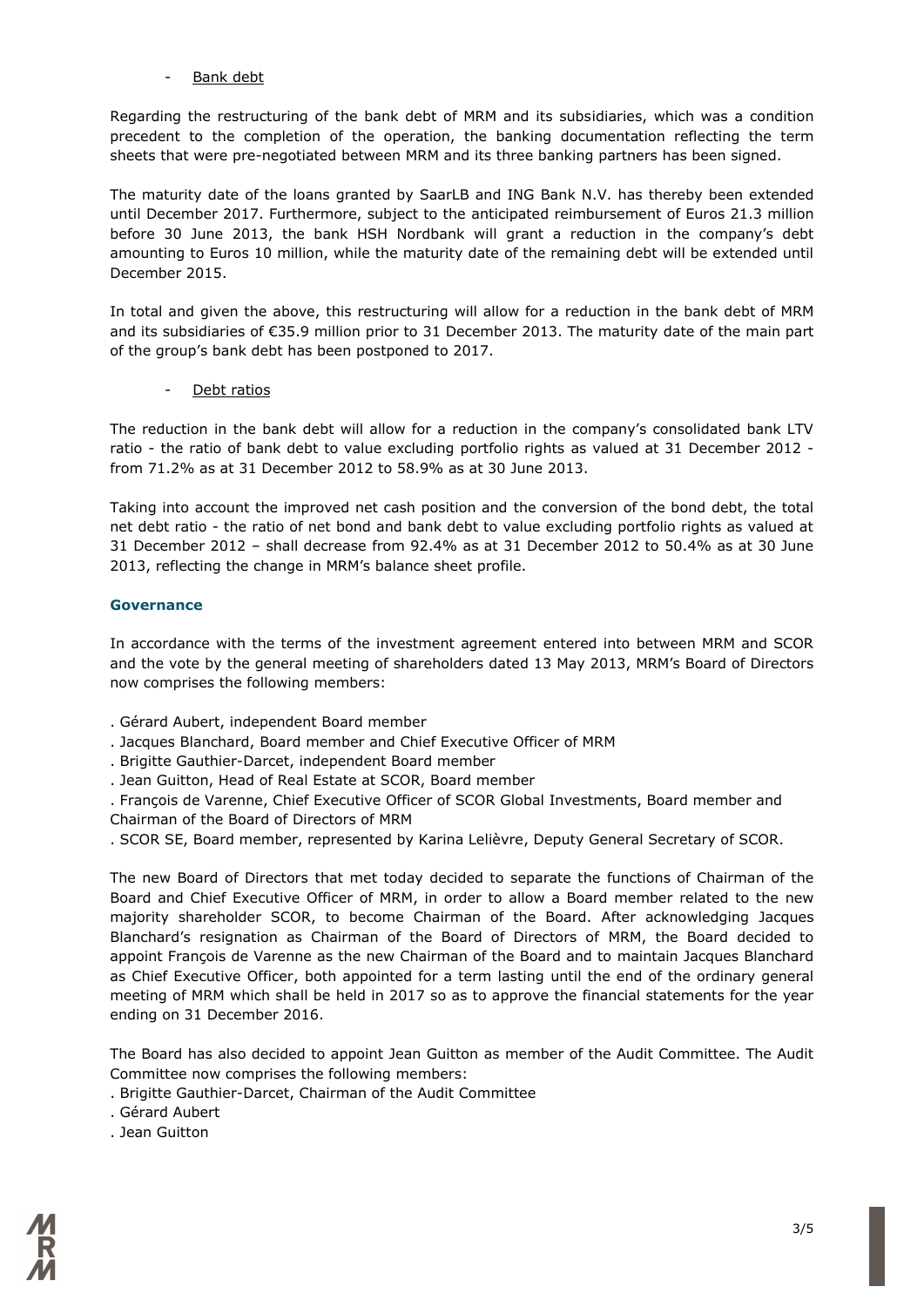- Bank debt

Regarding the restructuring of the bank debt of MRM and its subsidiaries, which was a condition precedent to the completion of the operation, the banking documentation reflecting the term sheets that were pre-negotiated between MRM and its three banking partners has been signed.

The maturity date of the loans granted by SaarLB and ING Bank N.V. has thereby been extended until December 2017. Furthermore, subject to the anticipated reimbursement of Euros 21.3 million before 30 June 2013, the bank HSH Nordbank will grant a reduction in the company's debt amounting to Euros 10 million, while the maturity date of the remaining debt will be extended until December 2015.

In total and given the above, this restructuring will allow for a reduction in the bank debt of MRM and its subsidiaries of €35.9 million prior to 31 December 2013. The maturity date of the main part of the group's bank debt has been postponed to 2017.

- Debt ratios

The reduction in the bank debt will allow for a reduction in the company's consolidated bank LTV ratio - the ratio of bank debt to value excluding portfolio rights as valued at 31 December 2012 - from 71.2% as at 31 December 2012 to 58.9% as at 30 June 2013.

Taking into account the improved net cash position and the conversion of the bond debt, the total net debt ratio - the ratio of net bond and bank debt to value excluding portfolio rights as valued at 31 December 2012 – shall decrease from 92.4% as at 31 December 2012 to 50.4% as at 30 June 2013, reflecting the change in MRM's balance sheet profile.

## Governance

In accordance with the terms of the investment agreement entered into between MRM and SCOR and the vote by the general meeting of shareholders dated 13 May 2013, MRM's Board of Directors now comprises the following members:

. Gérard Aubert, independent Board member
. Jacques Blanchard, Board member and Chief Executive Officer of MRM
. Brigitte Gauthier-Darcet, independent Board member
. Jean Guitton, Head of Real Estate at SCOR, Board member
. François de Varenne, Chief Executive Officer of SCOR Global Investments, Board member and Chairman of the Board of Directors of MRM
. SCOR SE, Board member, represented by Karina Lelièvre, Deputy General Secretary of SCOR.

The new Board of Directors that met today decided to separate the functions of Chairman of the Board and Chief Executive Officer of MRM, in order to allow a Board member related to the new majority shareholder SCOR, to become Chairman of the Board. After acknowledging Jacques Blanchard's resignation as Chairman of the Board of Directors of MRM, the Board decided to appoint François de Varenne as the new Chairman of the Board and to maintain Jacques Blanchard as Chief Executive Officer, both appointed for a term lasting until the end of the ordinary general meeting of MRM which shall be held in 2017 so as to approve the financial statements for the year ending on 31 December 2016.

The Board has also decided to appoint Jean Guitton as member of the Audit Committee. The Audit Committee now comprises the following members:
. Brigitte Gauthier-Darcet, Chairman of the Audit Committee
. Gérard Aubert
. Jean Guitton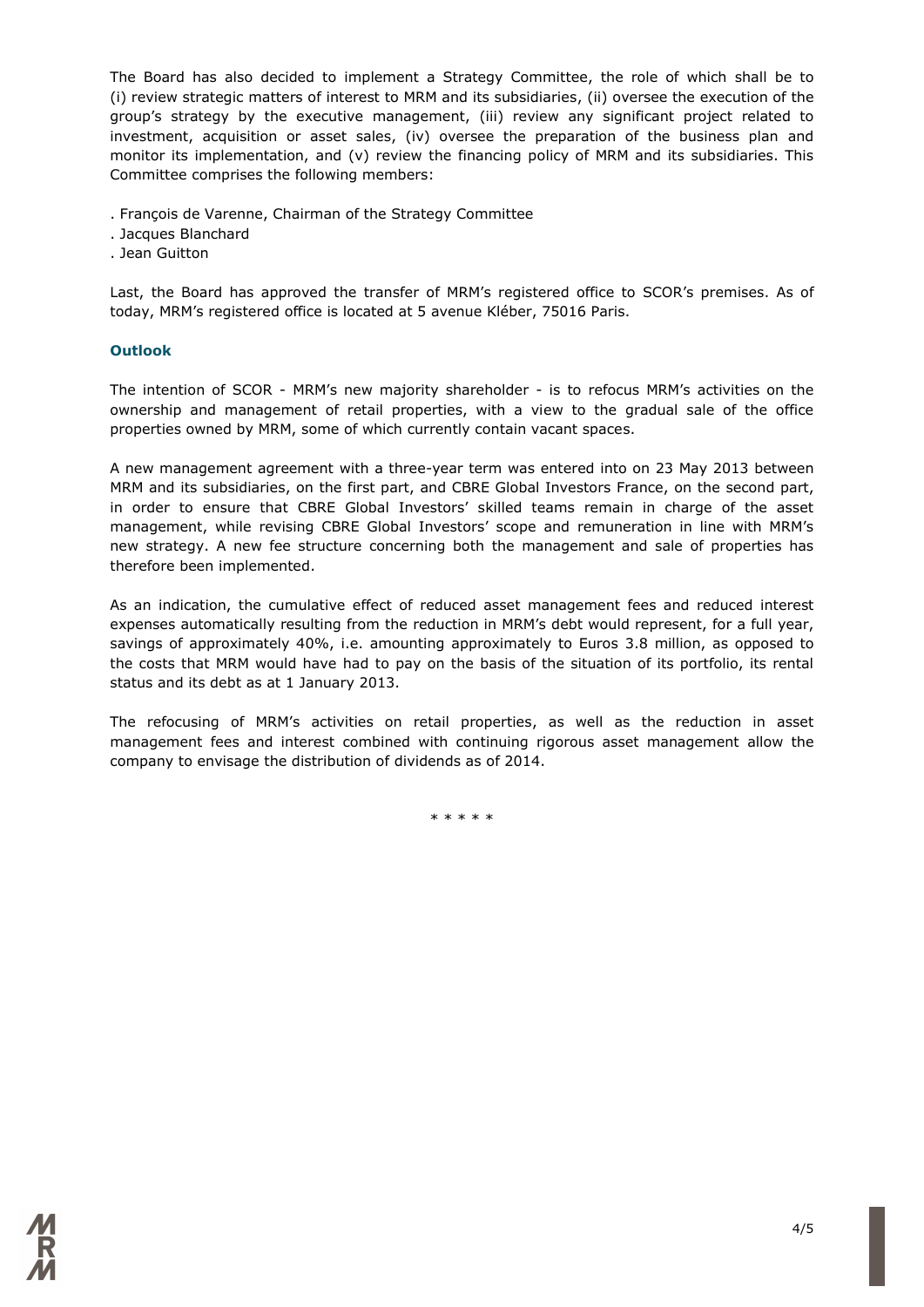The Board has also decided to implement a Strategy Committee, the role of which shall be to (i) review strategic matters of interest to MRM and its subsidiaries, (ii) oversee the execution of the group's strategy by the executive management, (iii) review any significant project related to investment, acquisition or asset sales, (iv) oversee the preparation of the business plan and monitor its implementation, and (v) review the financing policy of MRM and its subsidiaries. This Committee comprises the following members:

. François de Varenne, Chairman of the Strategy Committee
. Jacques Blanchard
. Jean Guitton

Last, the Board has approved the transfer of MRM's registered office to SCOR's premises. As of today, MRM's registered office is located at 5 avenue Kléber, 75016 Paris.

### Outlook

The intention of SCOR - MRM's new majority shareholder - is to refocus MRM's activities on the ownership and management of retail properties, with a view to the gradual sale of the office properties owned by MRM, some of which currently contain vacant spaces.

A new management agreement with a three-year term was entered into on 23 May 2013 between MRM and its subsidiaries, on the first part, and CBRE Global Investors France, on the second part, in order to ensure that CBRE Global Investors' skilled teams remain in charge of the asset management, while revising CBRE Global Investors' scope and remuneration in line with MRM's new strategy. A new fee structure concerning both the management and sale of properties has therefore been implemented.

As an indication, the cumulative effect of reduced asset management fees and reduced interest expenses automatically resulting from the reduction in MRM's debt would represent, for a full year, savings of approximately 40%, i.e. amounting approximately to Euros 3.8 million, as opposed to the costs that MRM would have had to pay on the basis of the situation of its portfolio, its rental status and its debt as at 1 January 2013.

The refocusing of MRM's activities on retail properties, as well as the reduction in asset management fees and interest combined with continuing rigorous asset management allow the company to envisage the distribution of dividends as of 2014.

\* \* \* \* \*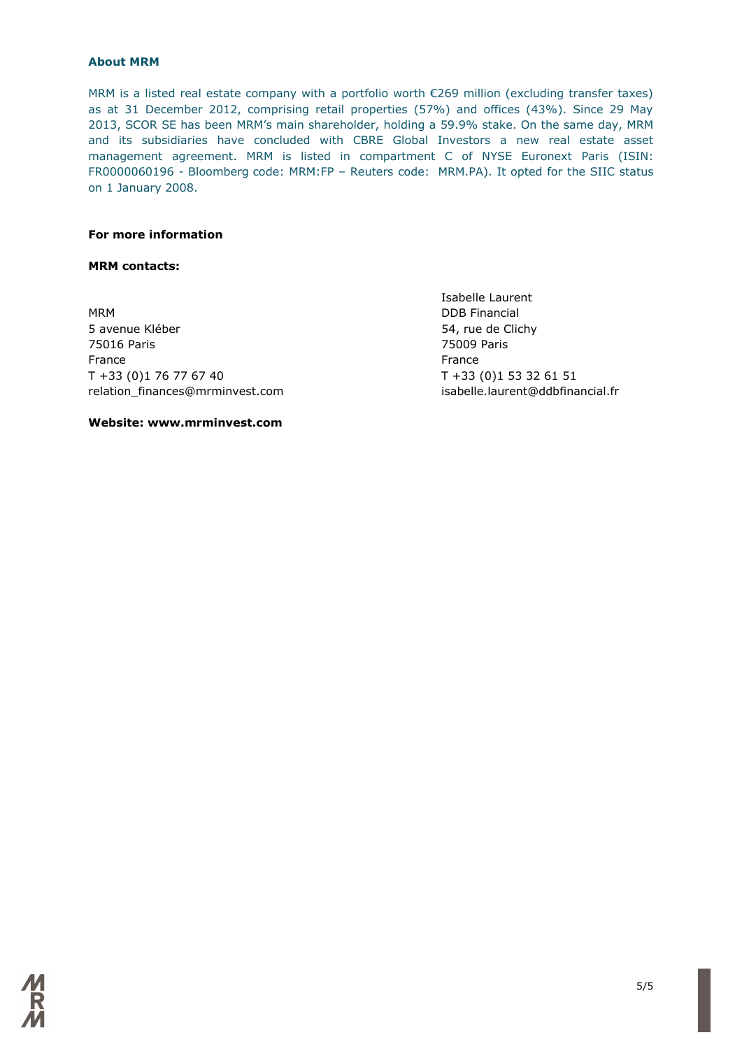**About MRM**

MRM is a listed real estate company with a portfolio worth €269 million (excluding transfer taxes) as at 31 December 2012, comprising retail properties (57%) and offices (43%). Since 29 May 2013, SCOR SE has been MRM's main shareholder, holding a 59.9% stake. On the same day, MRM and its subsidiaries have concluded with CBRE Global Investors a new real estate asset management agreement. MRM is listed in compartment C of NYSE Euronext Paris (ISIN: FR0000060196 - Bloomberg code: MRM:FP – Reuters code: MRM.PA). It opted for the SIIC status on 1 January 2008.

**For more information**

**MRM contacts:**

MRM
5 avenue Kléber
75016 Paris
France
T +33 (0)1 76 77 67 40
relation_finances@mrminvest.com

Isabelle Laurent
DDB Financial
54, rue de Clichy
75009 Paris
France
T +33 (0)1 53 32 61 51
isabelle.laurent@ddbfinancial.fr

**Website: www.mrminvest.com**